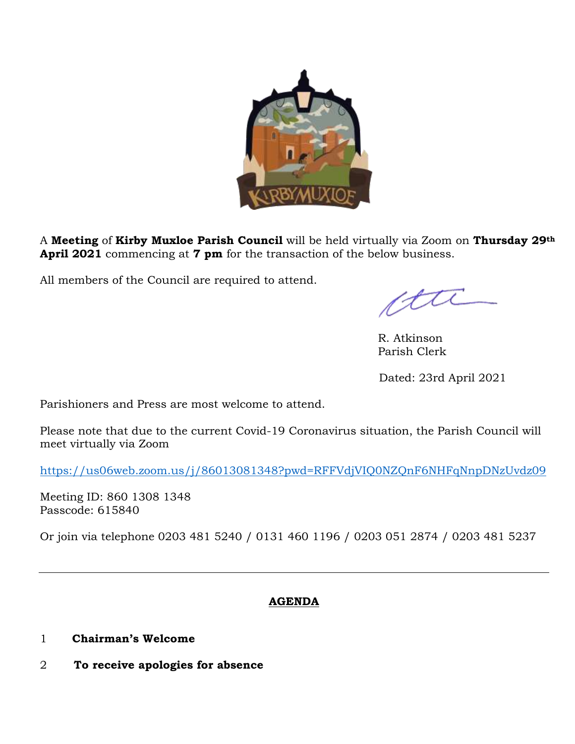A **Meeting** of **Kirby Muxloe Parish Council** will be held virtually via Zoom on **Thursday 29th April 2021** commencing at **7 pm** for the transaction of the below business.

All members of the Council are required to attend.

R. Atkinson
Parish Clerk

Dated: 23rd April 2021

Parishioners and Press are most welcome to attend.

Please note that due to the current Covid-19 Coronavirus situation, the Parish Council will meet virtually via Zoom

https://us06web.zoom.us/j/86013081348?pwd=RFFVdjVIQ0NZQnF6NHFqNnpDNzUvdz09

Meeting ID: 860 1308 1348
Passcode: 615840

Or join via telephone 0203 481 5240 / 0131 460 1196 / 0203 051 2874 / 0203 481 5237

---

## AGENDA

1 **Chairman's Welcome**

2 **To receive apologies for absence**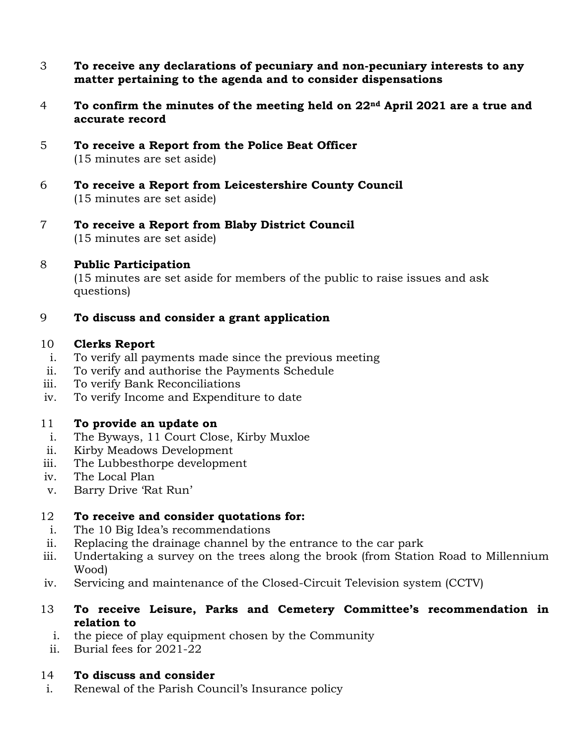3 **To receive any declarations of pecuniary and non-pecuniary interests to any matter pertaining to the agenda and to consider dispensations**

4 **To confirm the minutes of the meeting held on 22nd April 2021 are a true and accurate record**

5 **To receive a Report from the Police Beat Officer**
(15 minutes are set aside)

6 **To receive a Report from Leicestershire County Council**
(15 minutes are set aside)

7 **To receive a Report from Blaby District Council**
(15 minutes are set aside)

8 **Public Participation**
(15 minutes are set aside for members of the public to raise issues and ask questions)

9 **To discuss and consider a grant application**

10 **Clerks Report**

i. To verify all payments made since the previous meeting
ii. To verify and authorise the Payments Schedule
iii. To verify Bank Reconciliations
iv. To verify Income and Expenditure to date

11 **To provide an update on**

i. The Byways, 11 Court Close, Kirby Muxloe
ii. Kirby Meadows Development
iii. The Lubbesthorpe development
iv. The Local Plan
v. Barry Drive 'Rat Run'

12 **To receive and consider quotations for:**

i. The 10 Big Idea's recommendations
ii. Replacing the drainage channel by the entrance to the car park
iii. Undertaking a survey on the trees along the brook (from Station Road to Millennium Wood)
iv. Servicing and maintenance of the Closed-Circuit Television system (CCTV)

13 **To receive Leisure, Parks and Cemetery Committee's recommendation in relation to**

i. the piece of play equipment chosen by the Community
ii. Burial fees for 2021-22

14 **To discuss and consider**

i. Renewal of the Parish Council's Insurance policy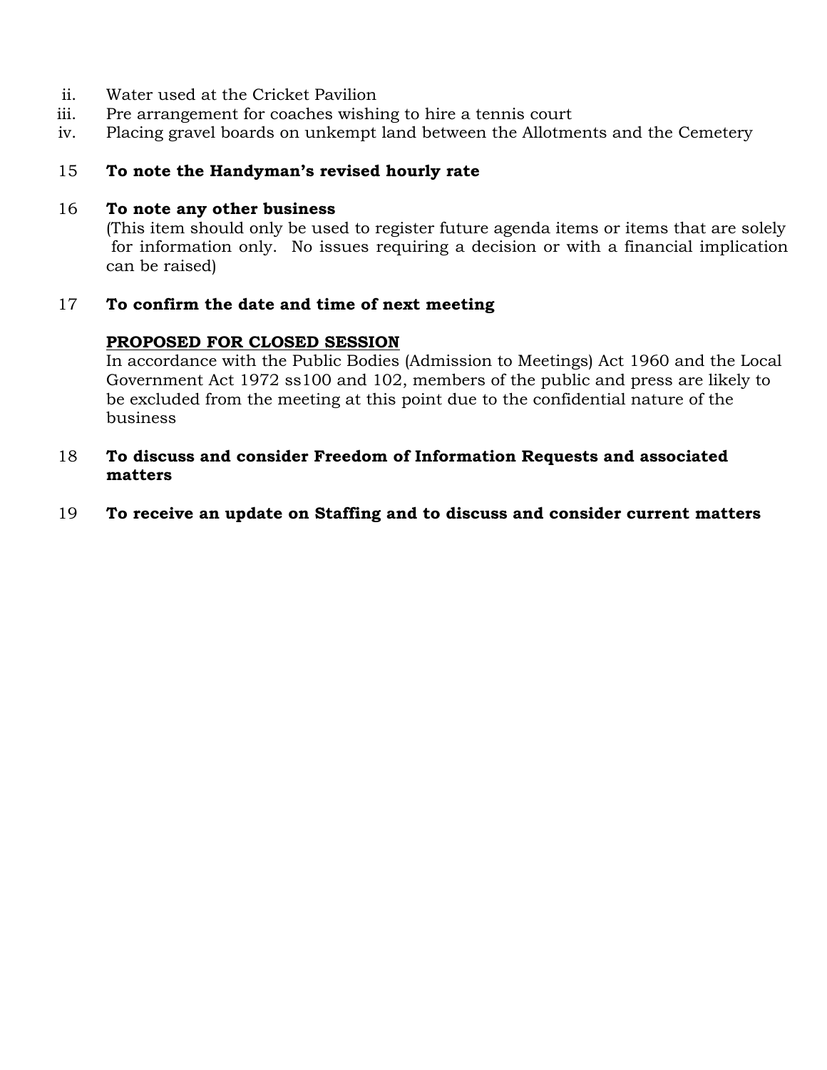ii. Water used at the Cricket Pavilion
iii. Pre arrangement for coaches wishing to hire a tennis court
iv. Placing gravel boards on unkempt land between the Allotments and the Cemetery

15 **To note the Handyman's revised hourly rate**

16 **To note any other business**
(This item should only be used to register future agenda items or items that are solely for information only. No issues requiring a decision or with a financial implication can be raised)

17 **To confirm the date and time of next meeting**

**PROPOSED FOR CLOSED SESSION**
In accordance with the Public Bodies (Admission to Meetings) Act 1960 and the Local Government Act 1972 ss100 and 102, members of the public and press are likely to be excluded from the meeting at this point due to the confidential nature of the business

18 **To discuss and consider Freedom of Information Requests and associated matters**

19 **To receive an update on Staffing and to discuss and consider current matters**